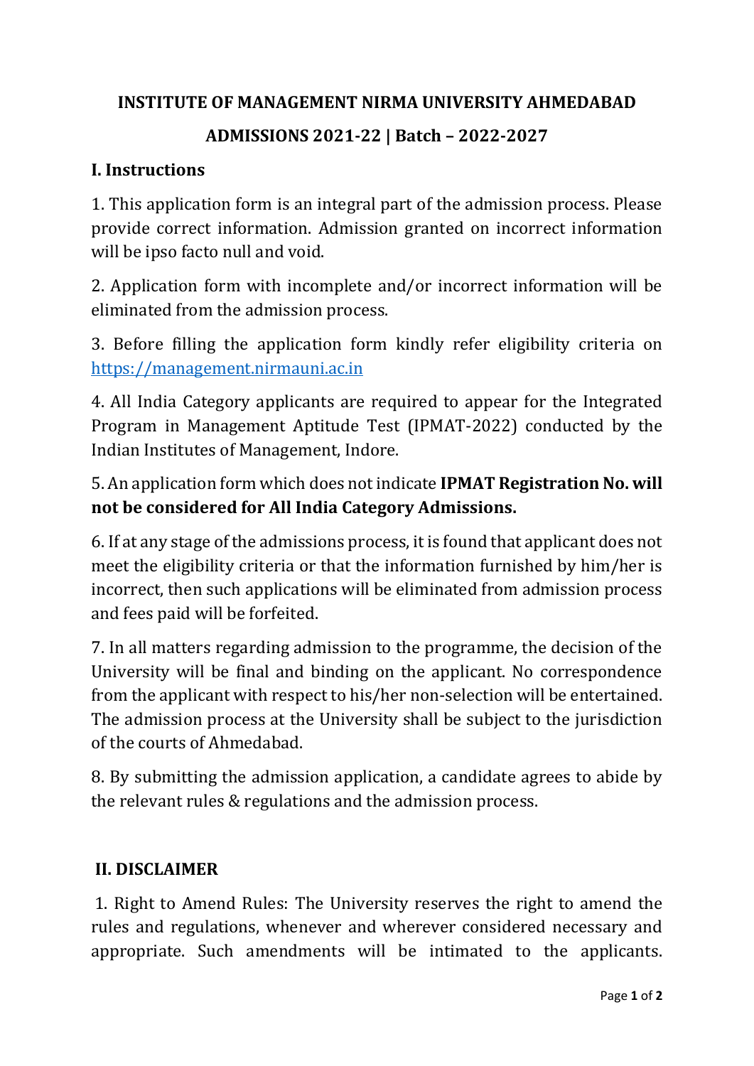# INSTITUTE OF MANAGEMENT NIRMA UNIVERSITY AHMEDABAD

## ADMISSIONS 2021-22 | Batch – 2022-2027

### I. Instructions

1. This application form is an integral part of the admission process. Please provide correct information. Admission granted on incorrect information will be ipso facto null and void.

2. Application form with incomplete and/or incorrect information will be eliminated from the admission process.

3. Before filling the application form kindly refer eligibility criteria on https://management.nirmauni.ac.in

4. All India Category applicants are required to appear for the Integrated Program in Management Aptitude Test (IPMAT-2022) conducted by the Indian Institutes of Management, Indore.

5. An application form which does not indicate **IPMAT Registration No. will not be considered for All India Category Admissions.**

6. If at any stage of the admissions process, it is found that applicant does not meet the eligibility criteria or that the information furnished by him/her is incorrect, then such applications will be eliminated from admission process and fees paid will be forfeited.

7. In all matters regarding admission to the programme, the decision of the University will be final and binding on the applicant. No correspondence from the applicant with respect to his/her non-selection will be entertained. The admission process at the University shall be subject to the jurisdiction of the courts of Ahmedabad.

8. By submitting the admission application, a candidate agrees to abide by the relevant rules & regulations and the admission process.

### II. DISCLAIMER

1. Right to Amend Rules: The University reserves the right to amend the rules and regulations, whenever and wherever considered necessary and appropriate. Such amendments will be intimated to the applicants.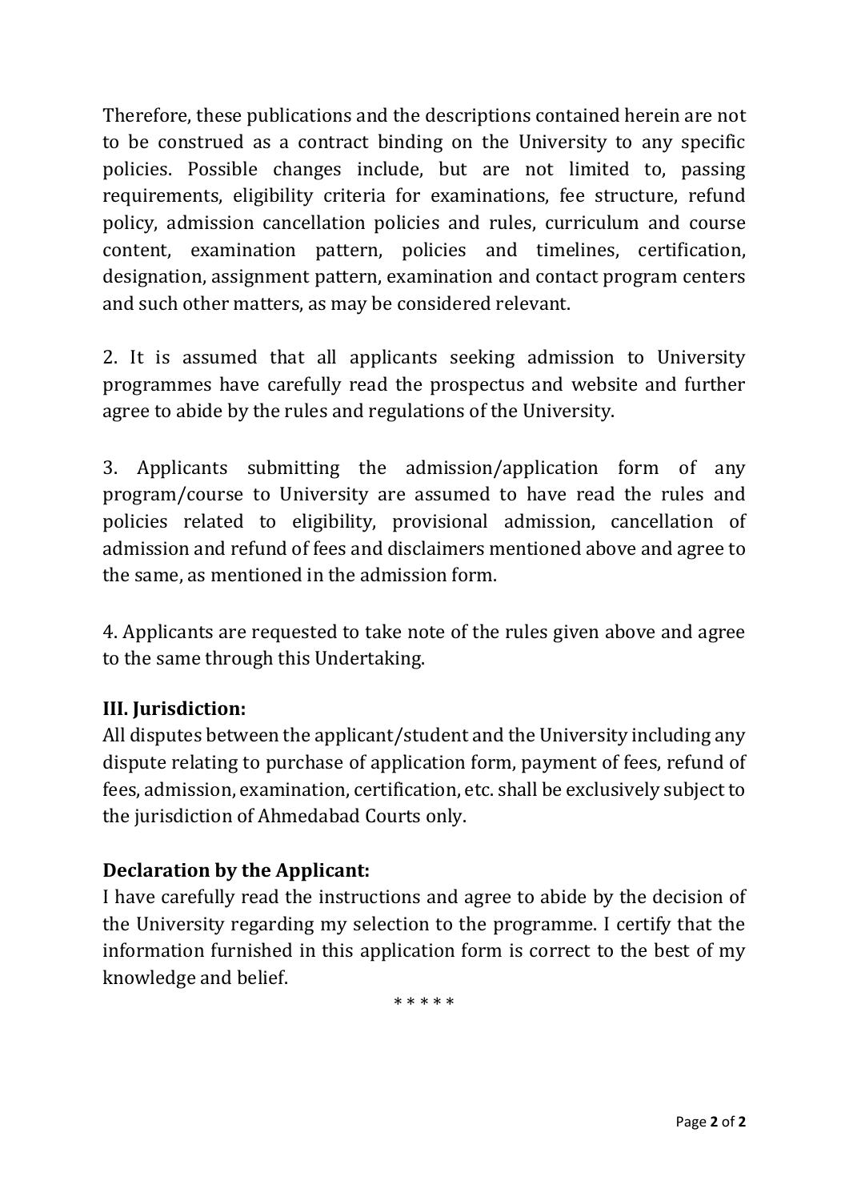Therefore, these publications and the descriptions contained herein are not to be construed as a contract binding on the University to any specific policies. Possible changes include, but are not limited to, passing requirements, eligibility criteria for examinations, fee structure, refund policy, admission cancellation policies and rules, curriculum and course content, examination pattern, policies and timelines, certification, designation, assignment pattern, examination and contact program centers and such other matters, as may be considered relevant.

2. It is assumed that all applicants seeking admission to University programmes have carefully read the prospectus and website and further agree to abide by the rules and regulations of the University.

3. Applicants submitting the admission/application form of any program/course to University are assumed to have read the rules and policies related to eligibility, provisional admission, cancellation of admission and refund of fees and disclaimers mentioned above and agree to the same, as mentioned in the admission form.

4. Applicants are requested to take note of the rules given above and agree to the same through this Undertaking.

**III. Jurisdiction:**

All disputes between the applicant/student and the University including any dispute relating to purchase of application form, payment of fees, refund of fees, admission, examination, certification, etc. shall be exclusively subject to the jurisdiction of Ahmedabad Courts only.

**Declaration by the Applicant:**

I have carefully read the instructions and agree to abide by the decision of the University regarding my selection to the programme. I certify that the information furnished in this application form is correct to the best of my knowledge and belief.

* * * * *